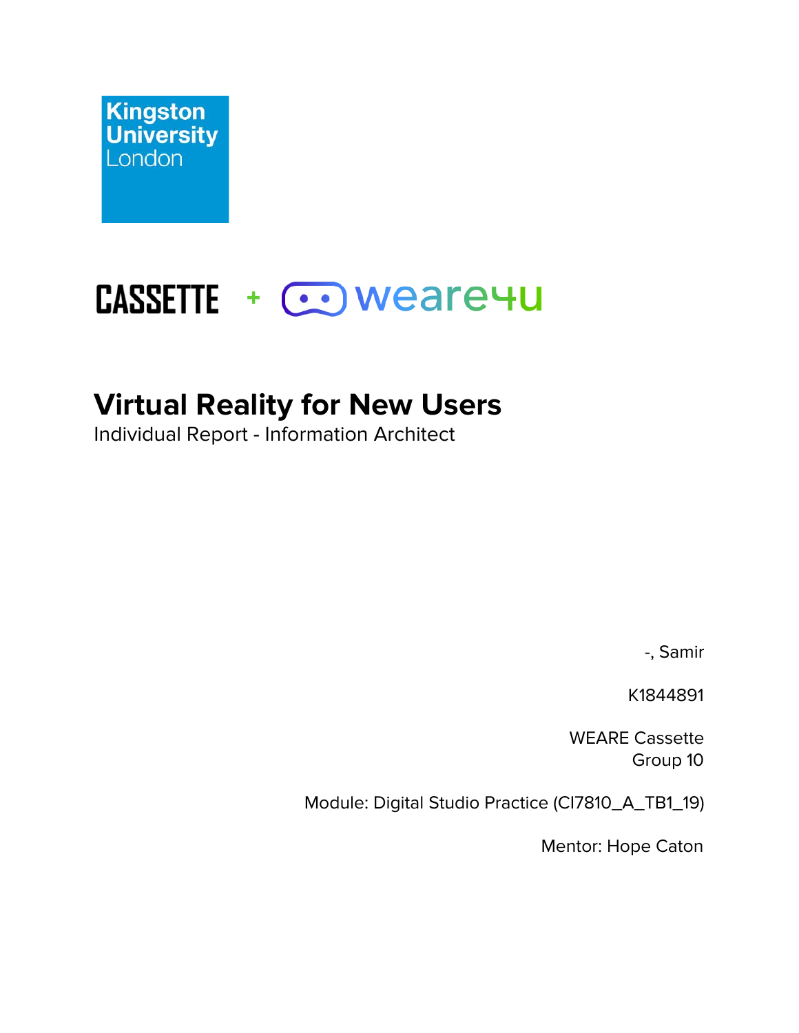Kingston University London

CASSETTE + weare4u

# Virtual Reality for New Users

Individual Report - Information Architect

-, Samir

K1844891

WEARE Cassette
Group 10

Module: Digital Studio Practice (CI7810_A_TB1_19)

Mentor: Hope Caton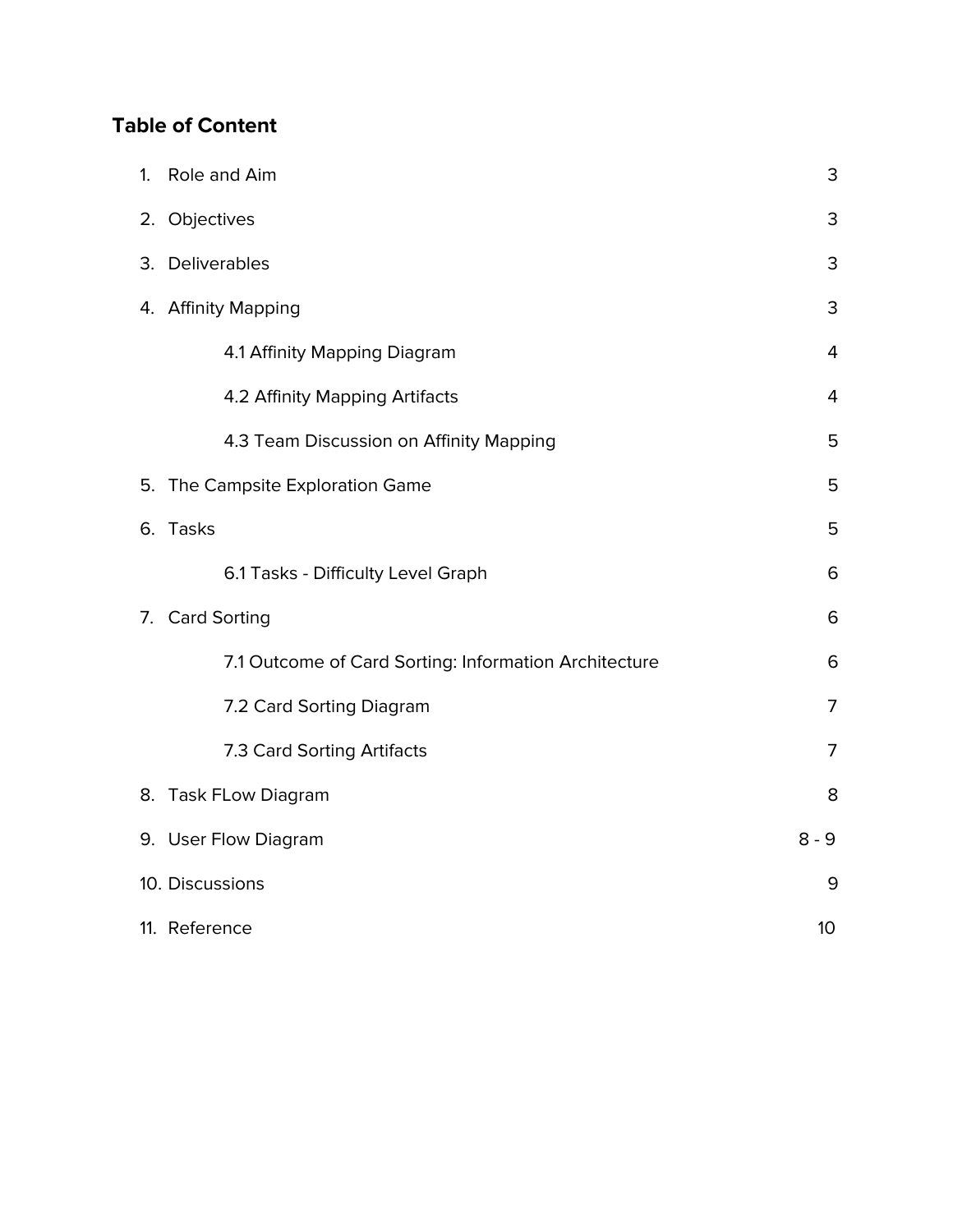## Table of Content

| | |
|---|---|
| 1. Role and Aim | 3 |
| 2. Objectives | 3 |
| 3. Deliverables | 3 |
| 4. Affinity Mapping | 3 |
| 4.1 Affinity Mapping Diagram | 4 |
| 4.2 Affinity Mapping Artifacts | 4 |
| 4.3 Team Discussion on Affinity Mapping | 5 |
| 5. The Campsite Exploration Game | 5 |
| 6. Tasks | 5 |
| 6.1 Tasks - Difficulty Level Graph | 6 |
| 7. Card Sorting | 6 |
| 7.1 Outcome of Card Sorting: Information Architecture | 6 |
| 7.2 Card Sorting Diagram | 7 |
| 7.3 Card Sorting Artifacts | 7 |
| 8. Task FLow Diagram | 8 |
| 9. User Flow Diagram | 8 - 9 |
| 10. Discussions | 9 |
| 11. Reference | 10 |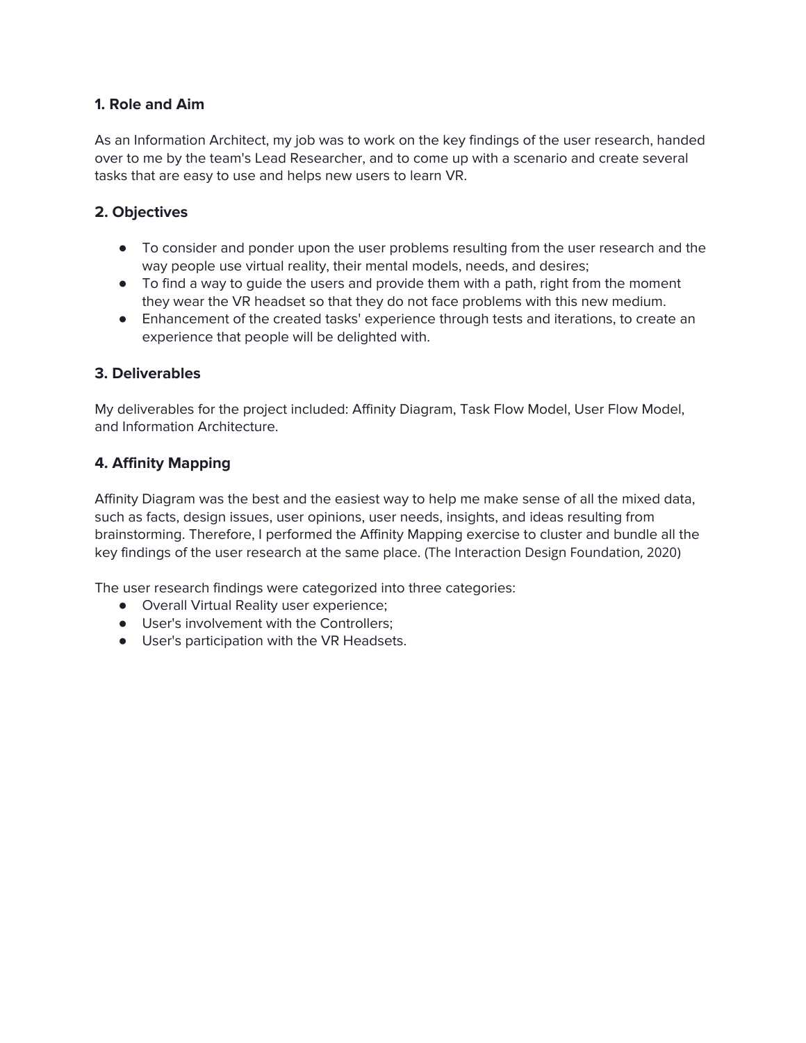### 1. Role and Aim

As an Information Architect, my job was to work on the key findings of the user research, handed over to me by the team's Lead Researcher, and to come up with a scenario and create several tasks that are easy to use and helps new users to learn VR.

### 2. Objectives

- To consider and ponder upon the user problems resulting from the user research and the way people use virtual reality, their mental models, needs, and desires;
- To find a way to guide the users and provide them with a path, right from the moment they wear the VR headset so that they do not face problems with this new medium.
- Enhancement of the created tasks' experience through tests and iterations, to create an experience that people will be delighted with.

### 3. Deliverables

My deliverables for the project included: Affinity Diagram, Task Flow Model, User Flow Model, and Information Architecture.

### 4. Affinity Mapping

Affinity Diagram was the best and the easiest way to help me make sense of all the mixed data, such as facts, design issues, user opinions, user needs, insights, and ideas resulting from brainstorming. Therefore, I performed the Affinity Mapping exercise to cluster and bundle all the key findings of the user research at the same place. (The Interaction Design Foundation*,* 2020)

The user research findings were categorized into three categories:

- Overall Virtual Reality user experience;
- User's involvement with the Controllers;
- User's participation with the VR Headsets.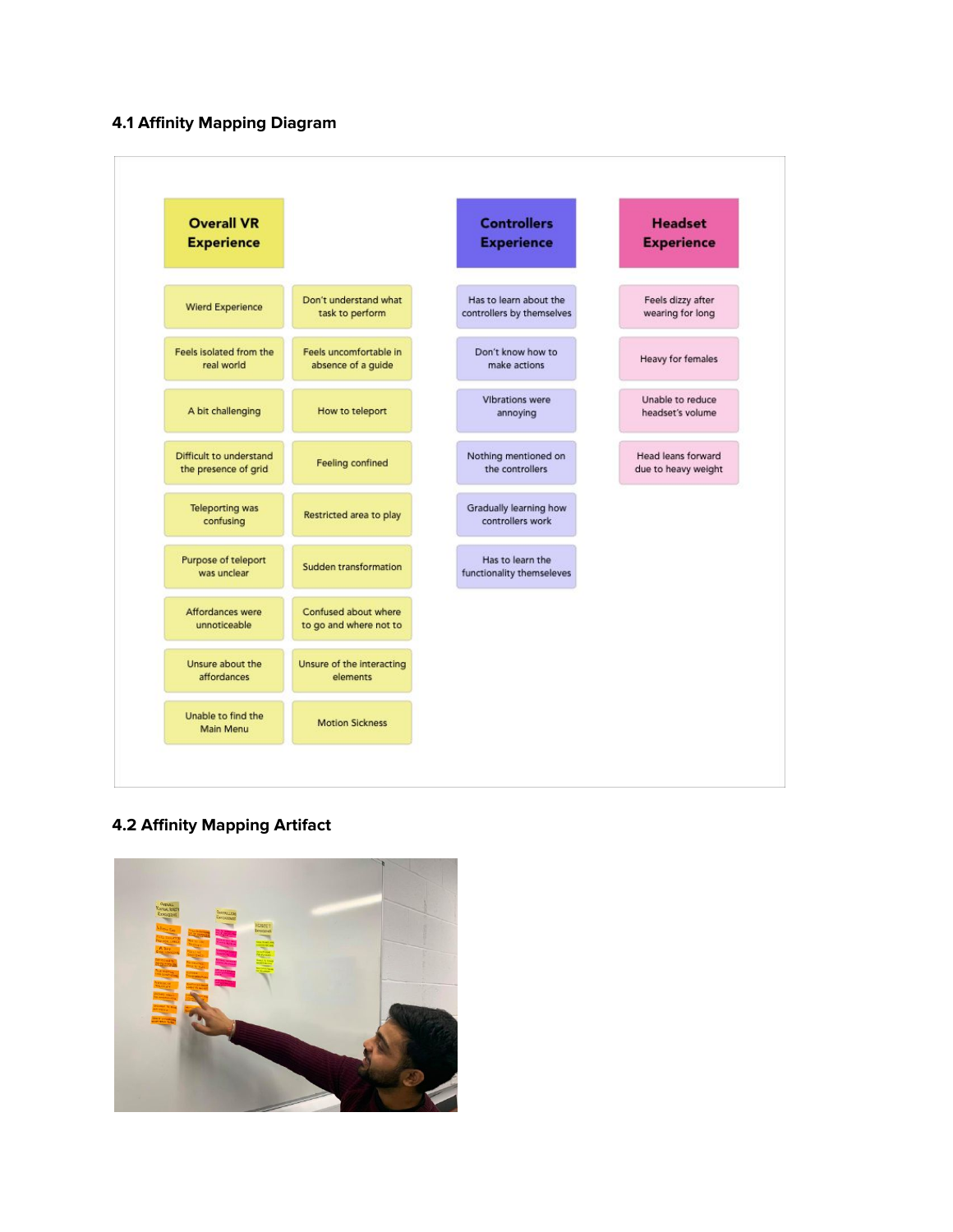### 4.1 Affinity Mapping Diagram

**Overall VR Experience**

- Wierd Experience
- Don't understand what task to perform
- Feels isolated from the real world
- Feels uncomfortable in absence of a guide
- A bit challenging
- How to teleport
- Difficult to understand the presence of grid
- Feeling confined
- Teleporting was confusing
- Restricted area to play
- Purpose of teleport was unclear
- Sudden transformation
- Affordances were unnoticeable
- Confused about where to go and where not to
- Unsure about the affordances
- Unsure of the interacting elements
- Unable to find the Main Menu
- Motion Sickness

**Controllers Experience**

- Has to learn about the controllers by themselves
- Don't know how to make actions
- Vibrations were annoying
- Nothing mentioned on the controllers
- Gradually learning how controllers work
- Has to learn the functionality themseleves

**Headset Experience**

- Feels dizzy after wearing for long
- Heavy for females
- Unable to reduce headset's volume
- Head leans forward due to heavy weight

### 4.2 Affinity Mapping Artifact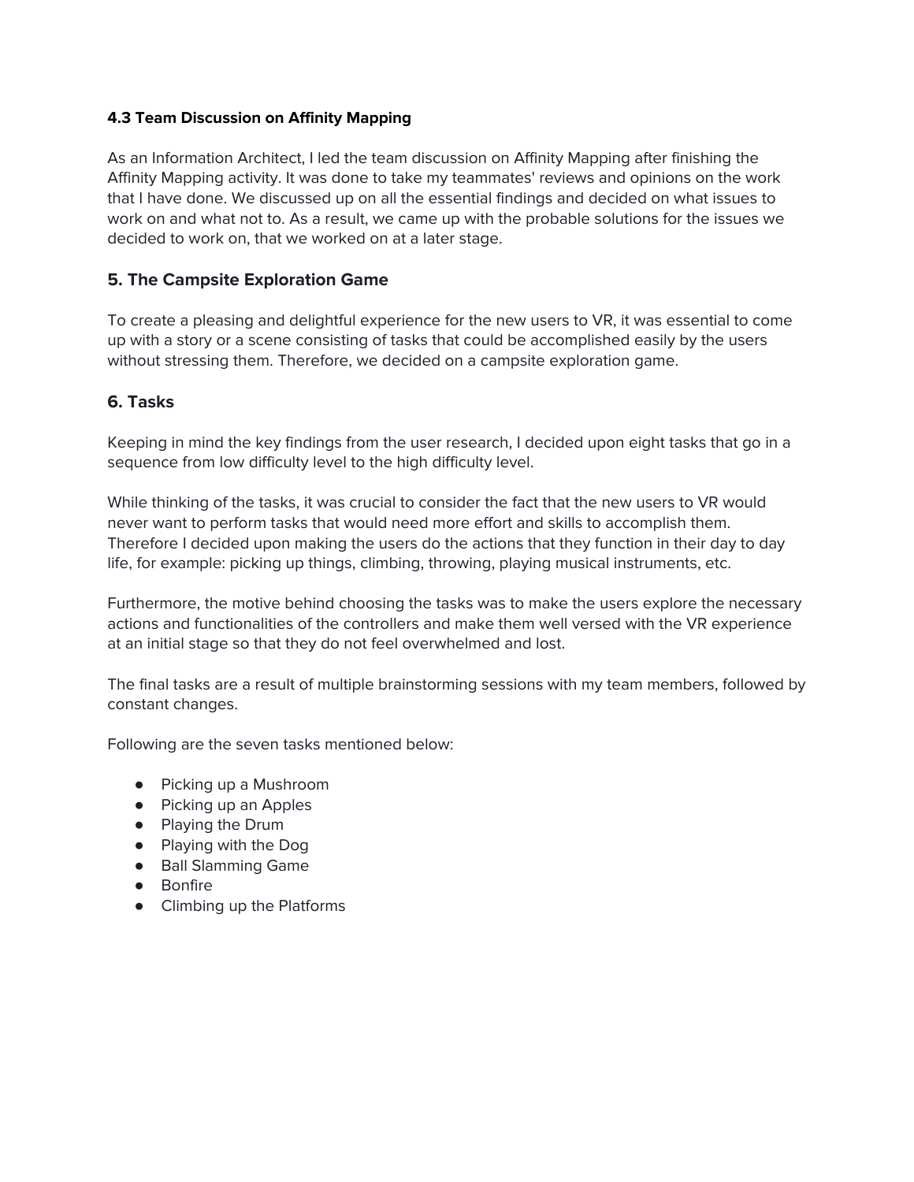### 4.3 Team Discussion on Affinity Mapping

As an Information Architect, I led the team discussion on Affinity Mapping after finishing the Affinity Mapping activity. It was done to take my teammates' reviews and opinions on the work that I have done. We discussed up on all the essential findings and decided on what issues to work on and what not to. As a result, we came up with the probable solutions for the issues we decided to work on, that we worked on at a later stage.

## 5. The Campsite Exploration Game

To create a pleasing and delightful experience for the new users to VR, it was essential to come up with a story or a scene consisting of tasks that could be accomplished easily by the users without stressing them. Therefore, we decided on a campsite exploration game.

## 6. Tasks

Keeping in mind the key findings from the user research, I decided upon eight tasks that go in a sequence from low difficulty level to the high difficulty level.

While thinking of the tasks, it was crucial to consider the fact that the new users to VR would never want to perform tasks that would need more effort and skills to accomplish them. Therefore I decided upon making the users do the actions that they function in their day to day life, for example: picking up things, climbing, throwing, playing musical instruments, etc.

Furthermore, the motive behind choosing the tasks was to make the users explore the necessary actions and functionalities of the controllers and make them well versed with the VR experience at an initial stage so that they do not feel overwhelmed and lost.

The final tasks are a result of multiple brainstorming sessions with my team members, followed by constant changes.

Following are the seven tasks mentioned below:

- Picking up a Mushroom
- Picking up an Apples
- Playing the Drum
- Playing with the Dog
- Ball Slamming Game
- Bonfire
- Climbing up the Platforms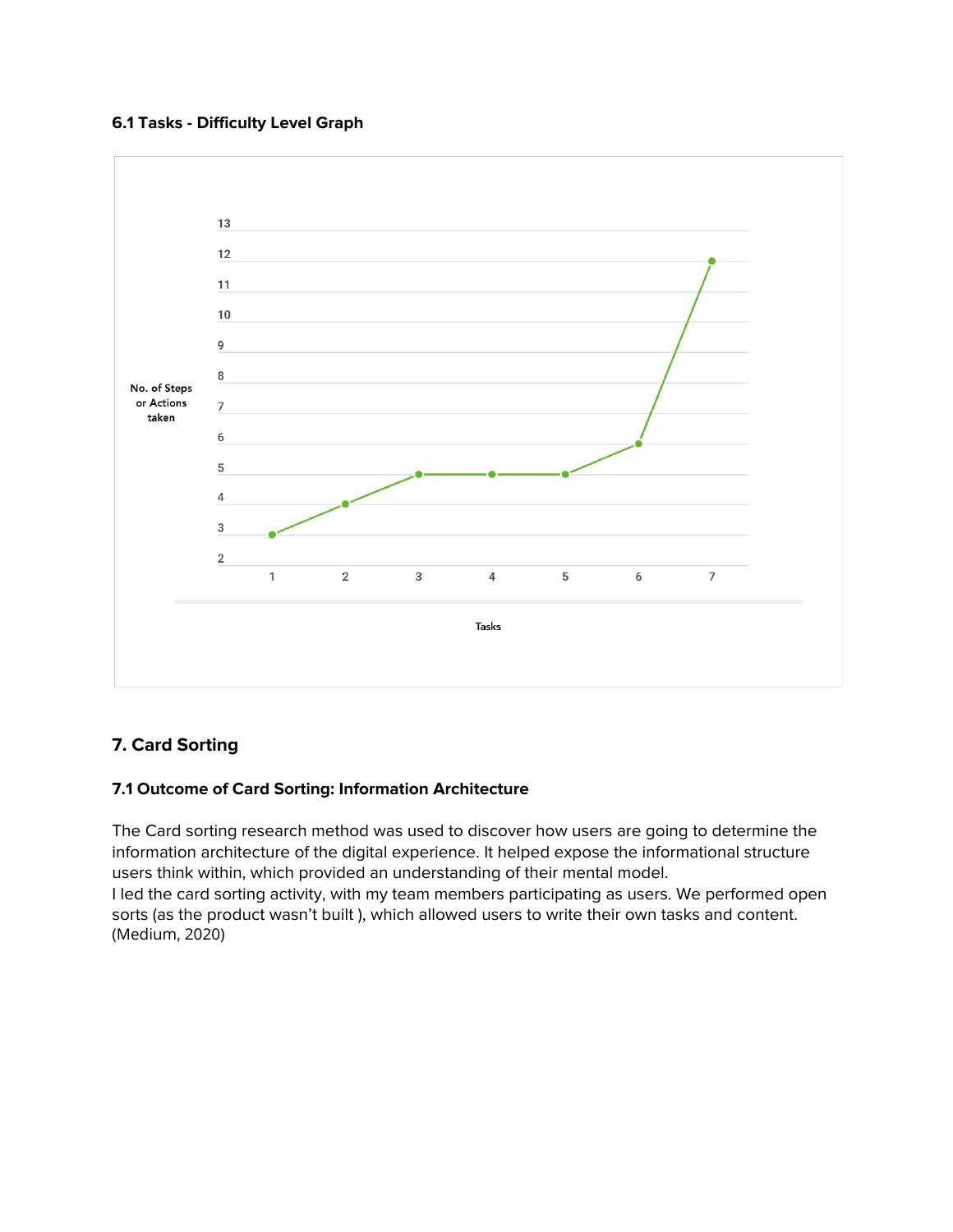### 6.1 Tasks - Difficulty Level Graph

| Tasks | No. of Steps or Actions taken |
|---|---|
| 1 | 3 |
| 2 | 4 |
| 3 | 5 |
| 4 | 5 |
| 5 | 5 |
| 6 | 6 |
| 7 | 12 |

## 7. Card Sorting

### 7.1 Outcome of Card Sorting: Information Architecture

The Card sorting research method was used to discover how users are going to determine the information architecture of the digital experience. It helped expose the informational structure users think within, which provided an understanding of their mental model.
I led the card sorting activity, with my team members participating as users. We performed open sorts (as the product wasn't built ), which allowed users to write their own tasks and content. (Medium, 2020)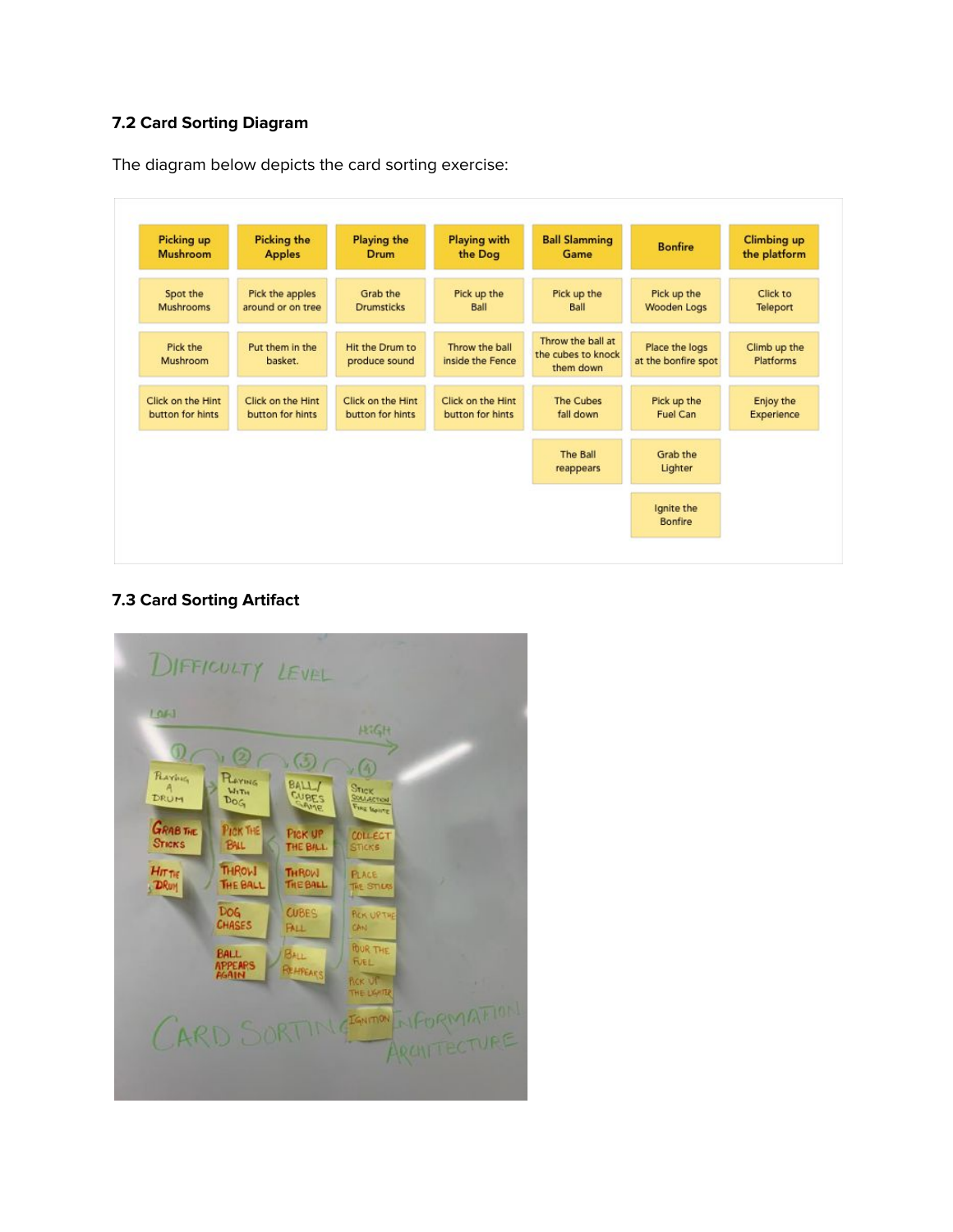### 7.2 Card Sorting Diagram

The diagram below depicts the card sorting exercise:

| Picking up Mushroom | Picking the Apples | Playing the Drum | Playing with the Dog | Ball Slamming Game | Bonfire | Climbing up the platform |
|---|---|---|---|---|---|---|
| Spot the Mushrooms | Pick the apples around or on tree | Grab the Drumsticks | Pick up the Ball | Pick up the Ball | Pick up the Wooden Logs | Click to Teleport |
| Pick the Mushroom | Put them in the basket. | Hit the Drum to produce sound | Throw the ball inside the Fence | Throw the ball at the cubes to knock them down | Place the logs at the bonfire spot | Climb up the Platforms |
| Click on the Hint button for hints | Click on the Hint button for hints | Click on the Hint button for hints | Click on the Hint button for hints | The Cubes fall down | Pick up the Fuel Can | Enjoy the Experience |
| | | | | The Ball reappears | Grab the Lighter | |
| | | | | | Ignite the Bonfire | |

### 7.3 Card Sorting Artifact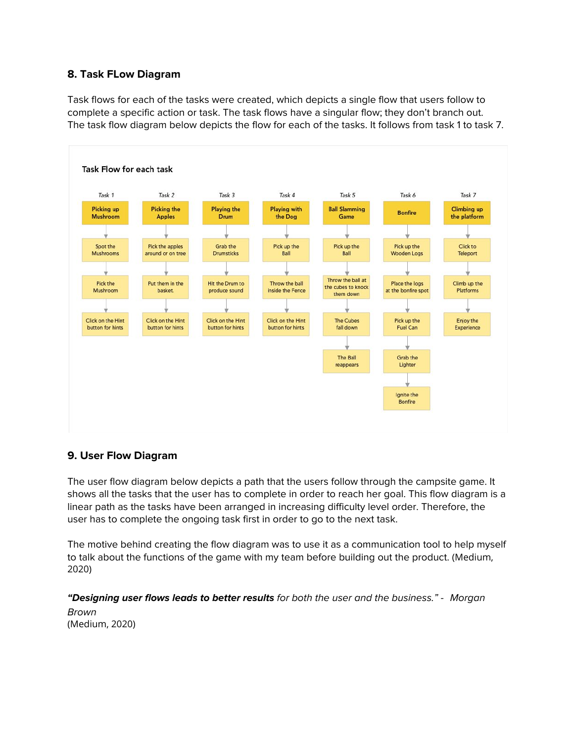## 8. Task FLow Diagram

Task flows for each of the tasks were created, which depicts a single flow that users follow to complete a specific action or task. The task flows have a singular flow; they don't branch out. The task flow diagram below depicts the flow for each of the tasks. It follows from task 1 to task 7.

**Task Flow for each task**

| Task 1 | Task 2 | Task 3 | Task 4 | Task 5 | Task 6 | Task 7 |
|---|---|---|---|---|---|---|
| **Picking up Mushroom** | **Picking the Apples** | **Playing the Drum** | **Playing with the Dog** | **Ball Slamming Game** | **Bonfire** | **Climbing up the platform** |
| Spot the Mushrooms | Pick the apples around or on tree | Grab the Drumsticks | Pick up the Ball | Pick up the Ball | Pick up the Wooden Logs | Click to Teleport |
| Pick the Mushroom | Put them in the basket. | Hit the Drum to produce sound | Throw the ball inside the Fence | Throw the ball at the cubes to knock them down | Place the logs at the bonfire spot | Climb up the Platforms |
| Click on the Hint button for hints | Click on the Hint button for hints | Click on the Hint button for hints | Click on the Hint button for hints | The Cubes fall down | Pick up the Fuel Can | Enjoy the Experience |
| | | | | The Ball reappears | Grab the Lighter | |
| | | | | | Ignite the Bonfire | |

## 9. User Flow Diagram

The user flow diagram below depicts a path that the users follow through the campsite game. It shows all the tasks that the user has to complete in order to reach her goal. This flow diagram is a linear path as the tasks have been arranged in increasing difficulty level order. Therefore, the user has to complete the ongoing task first in order to go to the next task.

The motive behind creating the flow diagram was to use it as a communication tool to help myself to talk about the functions of the game with my team before building out the product. (Medium, 2020)

***"Designing user flows leads to better results** for both the user and the business." - Morgan Brown*
(Medium, 2020)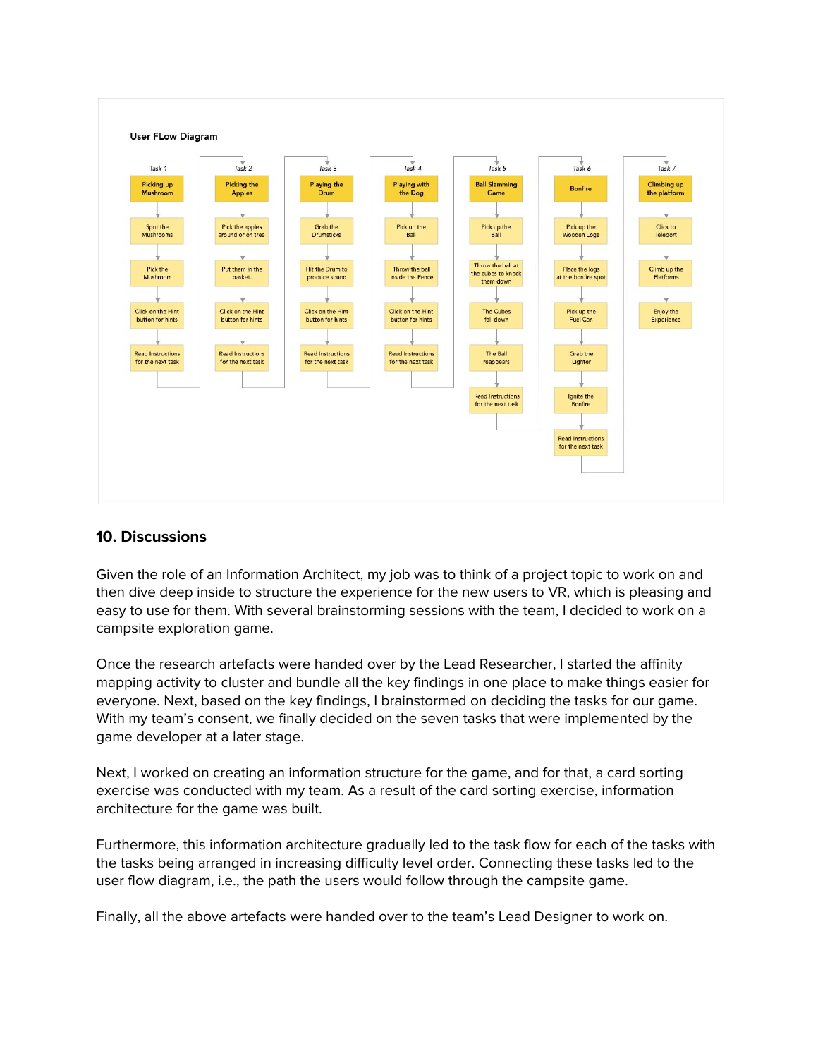**User FLow Diagram**

**Task 1 – Picking up Mushroom**
- Spot the Mushrooms
- Pick the Mushroom
- Click on the Hint button for hints
- Read Instructions for the next task

**Task 2 – Picking the Apples**
- Pick the apples around or on tree
- Put them in the basket.
- Click on the Hint button for hints
- Read Instructions for the next task

**Task 3 – Playing the Drum**
- Grab the Drumsticks
- Hit the Drum to produce sound
- Click on the Hint button for hints
- Read Instructions for the next task

**Task 4 – Playing with the Dog**
- Pick up the Ball
- Throw the ball inside the Fence
- Click on the Hint button for hints
- Read Instructions for the next task

**Task 5 – Ball Slamming Game**
- Pick up the Ball
- Throw the ball at the cubes to knock them down
- The Cubes fall down
- The Ball reappears
- Read Instructions for the next task

**Task 6 – Bonfire**
- Pick up the Wooden Logs
- Place the logs at the bonfire spot
- Pick up the Fuel Can
- Grab the Lighter
- Ignite the Bonfire
- Read Instructions for the next task

**Task 7 – Climbing up the platform**
- Click to Teleport
- Climb up the Platforms
- Enjoy the Experience

## 10. Discussions

Given the role of an Information Architect, my job was to think of a project topic to work on and then dive deep inside to structure the experience for the new users to VR, which is pleasing and easy to use for them. With several brainstorming sessions with the team, I decided to work on a campsite exploration game.

Once the research artefacts were handed over by the Lead Researcher, I started the affinity mapping activity to cluster and bundle all the key findings in one place to make things easier for everyone. Next, based on the key findings, I brainstormed on deciding the tasks for our game. With my team's consent, we finally decided on the seven tasks that were implemented by the game developer at a later stage.

Next, I worked on creating an information structure for the game, and for that, a card sorting exercise was conducted with my team. As a result of the card sorting exercise, information architecture for the game was built.

Furthermore, this information architecture gradually led to the task flow for each of the tasks with the tasks being arranged in increasing difficulty level order. Connecting these tasks led to the user flow diagram, i.e., the path the users would follow through the campsite game.

Finally, all the above artefacts were handed over to the team's Lead Designer to work on.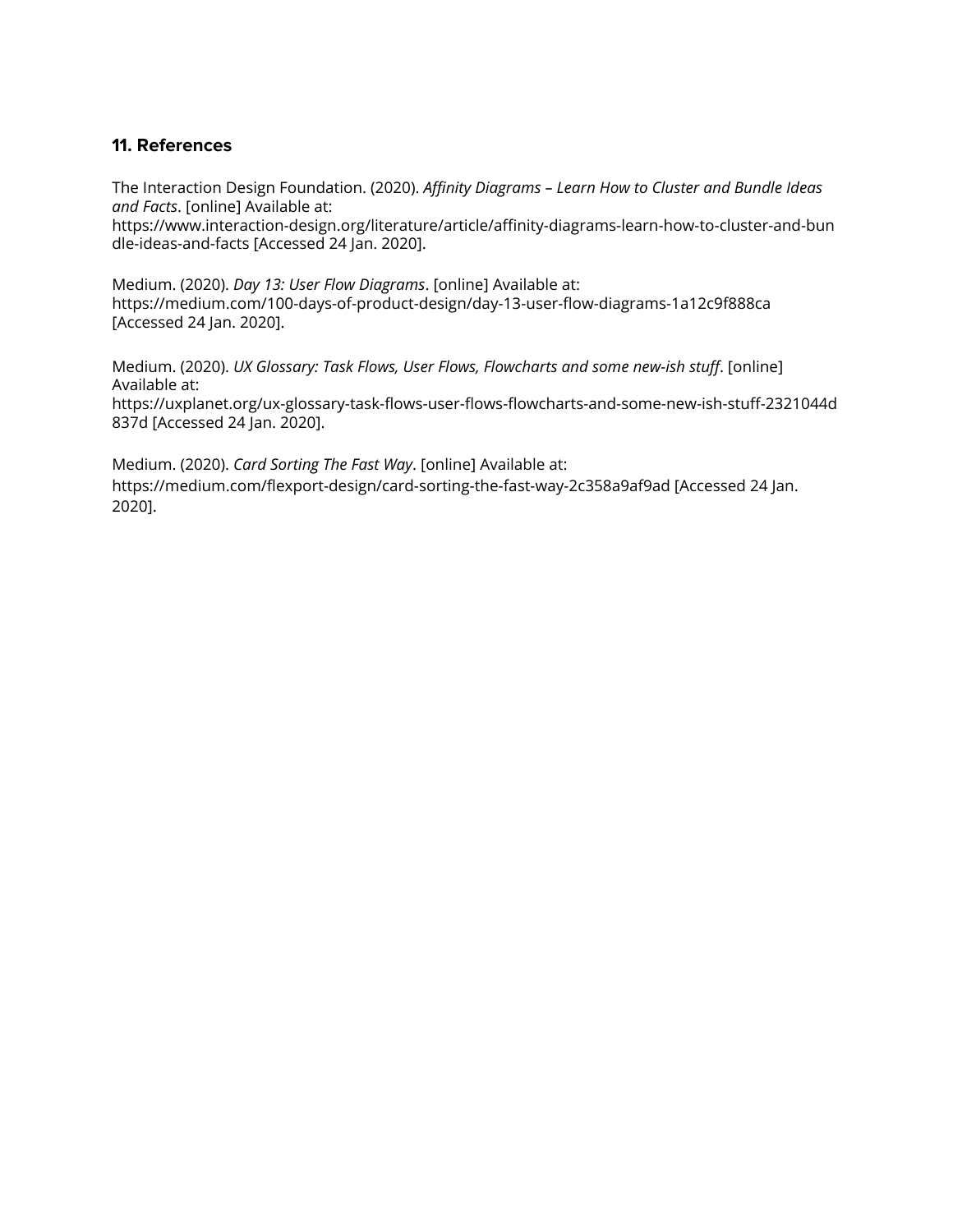## 11. References

The Interaction Design Foundation. (2020). *Affinity Diagrams – Learn How to Cluster and Bundle Ideas and Facts*. [online] Available at: https://www.interaction-design.org/literature/article/affinity-diagrams-learn-how-to-cluster-and-bundle-ideas-and-facts [Accessed 24 Jan. 2020].

Medium. (2020). *Day 13: User Flow Diagrams*. [online] Available at: https://medium.com/100-days-of-product-design/day-13-user-flow-diagrams-1a12c9f888ca [Accessed 24 Jan. 2020].

Medium. (2020). *UX Glossary: Task Flows, User Flows, Flowcharts and some new-ish stuff*. [online] Available at: https://uxplanet.org/ux-glossary-task-flows-user-flows-flowcharts-and-some-new-ish-stuff-2321044d837d [Accessed 24 Jan. 2020].

Medium. (2020). *Card Sorting The Fast Way*. [online] Available at: https://medium.com/flexport-design/card-sorting-the-fast-way-2c358a9af9ad [Accessed 24 Jan. 2020].